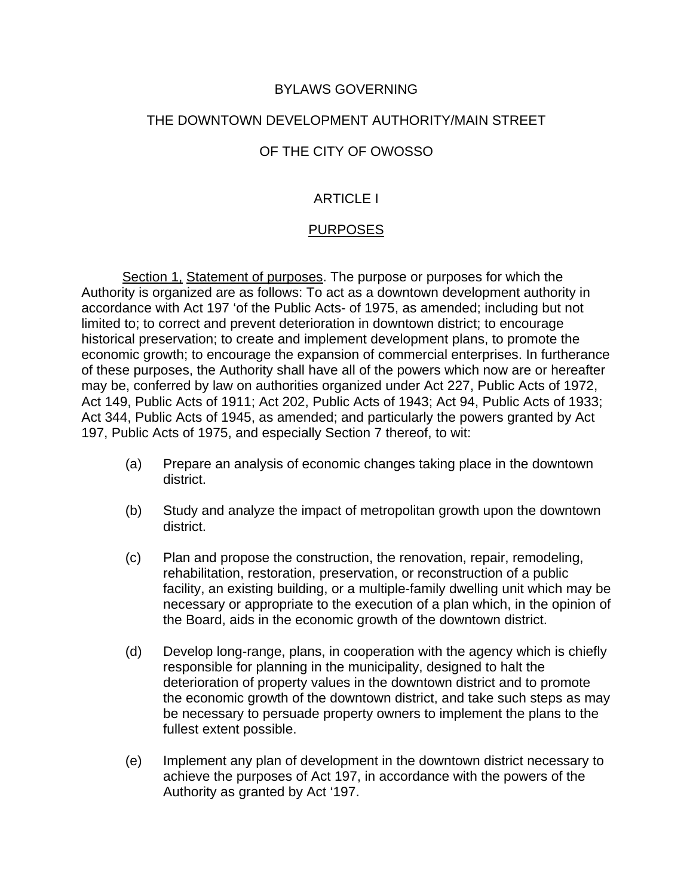BYLAWS GOVERNING

THE DOWNTOWN DEVELOPMENT AUTHORITY/MAIN STREET

OF THE CITY OF OWOSSO

# ARTICLE I

## PURPOSES

Section 1, Statement of purposes. The purpose or purposes for which the Authority is organized are as follows: To act as a downtown development authority in accordance with Act 197 'of the Public Acts- of 1975, as amended; including but not limited to; to correct and prevent deterioration in downtown district; to encourage historical preservation; to create and implement development plans, to promote the economic growth; to encourage the expansion of commercial enterprises. In furtherance of these purposes, the Authority shall have all of the powers which now are or hereafter may be, conferred by law on authorities organized under Act 227, Public Acts of 1972, Act 149, Public Acts of 1911; Act 202, Public Acts of 1943; Act 94, Public Acts of 1933; Act 344, Public Acts of 1945, as amended; and particularly the powers granted by Act 197, Public Acts of 1975, and especially Section 7 thereof, to wit:

(a) Prepare an analysis of economic changes taking place in the downtown district.

(b) Study and analyze the impact of metropolitan growth upon the downtown district.

(c) Plan and propose the construction, the renovation, repair, remodeling, rehabilitation, restoration, preservation, or reconstruction of a public facility, an existing building, or a multiple-family dwelling unit which may be necessary or appropriate to the execution of a plan which, in the opinion of the Board, aids in the economic growth of the downtown district.

(d) Develop long-range, plans, in cooperation with the agency which is chiefly responsible for planning in the municipality, designed to halt the deterioration of property values in the downtown district and to promote the economic growth of the downtown district, and take such steps as may be necessary to persuade property owners to implement the plans to the fullest extent possible.

(e) Implement any plan of development in the downtown district necessary to achieve the purposes of Act 197, in accordance with the powers of the Authority as granted by Act '197.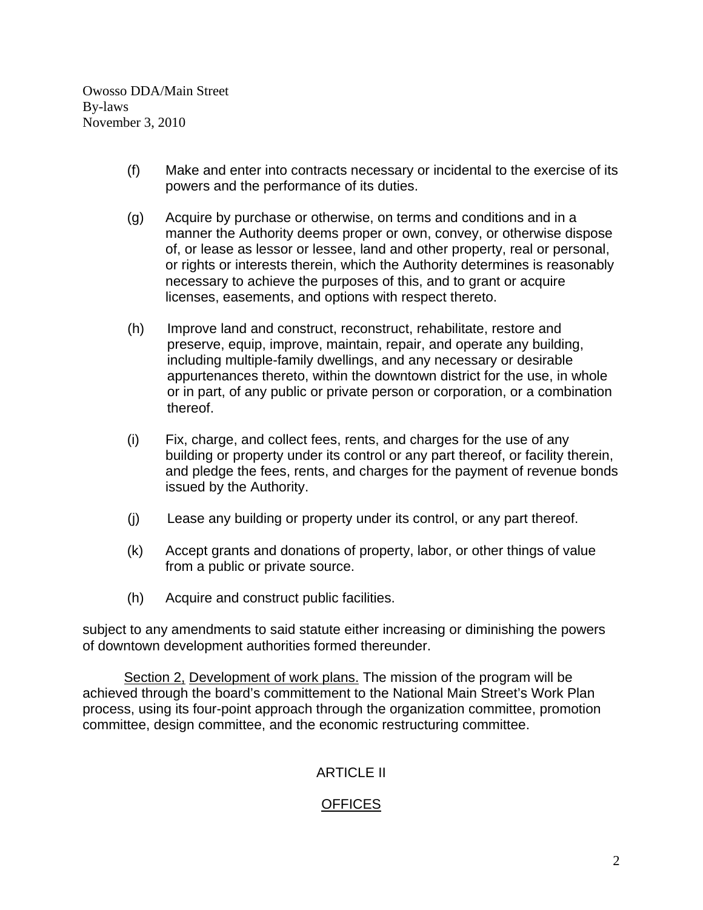(f) Make and enter into contracts necessary or incidental to the exercise of its powers and the performance of its duties.

(g) Acquire by purchase or otherwise, on terms and conditions and in a manner the Authority deems proper or own, convey, or otherwise dispose of, or lease as lessor or lessee, land and other property, real or personal, or rights or interests therein, which the Authority determines is reasonably necessary to achieve the purposes of this, and to grant or acquire licenses, easements, and options with respect thereto.

(h) Improve land and construct, reconstruct, rehabilitate, restore and preserve, equip, improve, maintain, repair, and operate any building, including multiple-family dwellings, and any necessary or desirable appurtenances thereto, within the downtown district for the use, in whole or in part, of any public or private person or corporation, or a combination thereof.

(i) Fix, charge, and collect fees, rents, and charges for the use of any building or property under its control or any part thereof, or facility therein, and pledge the fees, rents, and charges for the payment of revenue bonds issued by the Authority.

(j) Lease any building or property under its control, or any part thereof.

(k) Accept grants and donations of property, labor, or other things of value from a public or private source.

(h) Acquire and construct public facilities.

subject to any amendments to said statute either increasing or diminishing the powers of downtown development authorities formed thereunder.

Section 2, Development of work plans. The mission of the program will be achieved through the board's committement to the National Main Street's Work Plan process, using its four-point approach through the organization committee, promotion committee, design committee, and the economic restructuring committee.

## ARTICLE II

## OFFICES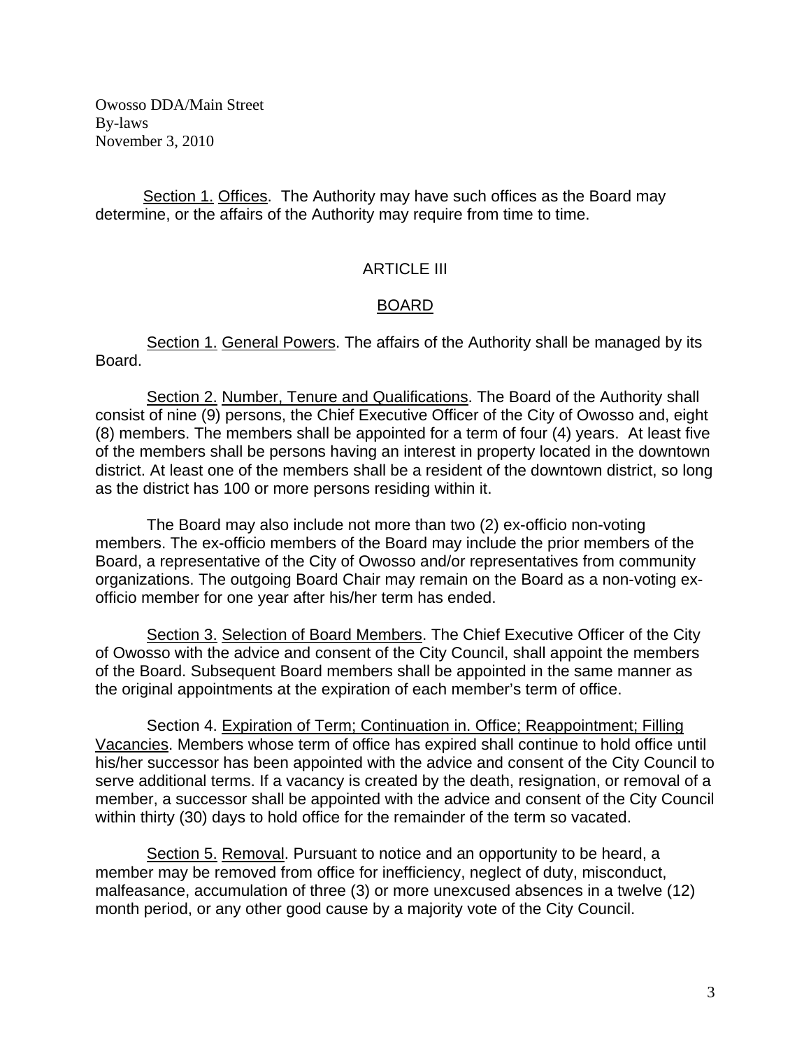Owosso DDA/Main Street
By-laws
November 3, 2010

Section 1. Offices. The Authority may have such offices as the Board may determine, or the affairs of the Authority may require from time to time.

## ARTICLE III

## BOARD

Section 1. General Powers. The affairs of the Authority shall be managed by its Board.

Section 2. Number, Tenure and Qualifications. The Board of the Authority shall consist of nine (9) persons, the Chief Executive Officer of the City of Owosso and, eight (8) members. The members shall be appointed for a term of four (4) years. At least five of the members shall be persons having an interest in property located in the downtown district. At least one of the members shall be a resident of the downtown district, so long as the district has 100 or more persons residing within it.

The Board may also include not more than two (2) ex-officio non-voting members. The ex-officio members of the Board may include the prior members of the Board, a representative of the City of Owosso and/or representatives from community organizations. The outgoing Board Chair may remain on the Board as a non-voting ex-officio member for one year after his/her term has ended.

Section 3. Selection of Board Members. The Chief Executive Officer of the City of Owosso with the advice and consent of the City Council, shall appoint the members of the Board. Subsequent Board members shall be appointed in the same manner as the original appointments at the expiration of each member's term of office.

Section 4. Expiration of Term; Continuation in. Office; Reappointment; Filling Vacancies. Members whose term of office has expired shall continue to hold office until his/her successor has been appointed with the advice and consent of the City Council to serve additional terms. If a vacancy is created by the death, resignation, or removal of a member, a successor shall be appointed with the advice and consent of the City Council within thirty (30) days to hold office for the remainder of the term so vacated.

Section 5. Removal. Pursuant to notice and an opportunity to be heard, a member may be removed from office for inefficiency, neglect of duty, misconduct, malfeasance, accumulation of three (3) or more unexcused absences in a twelve (12) month period, or any other good cause by a majority vote of the City Council.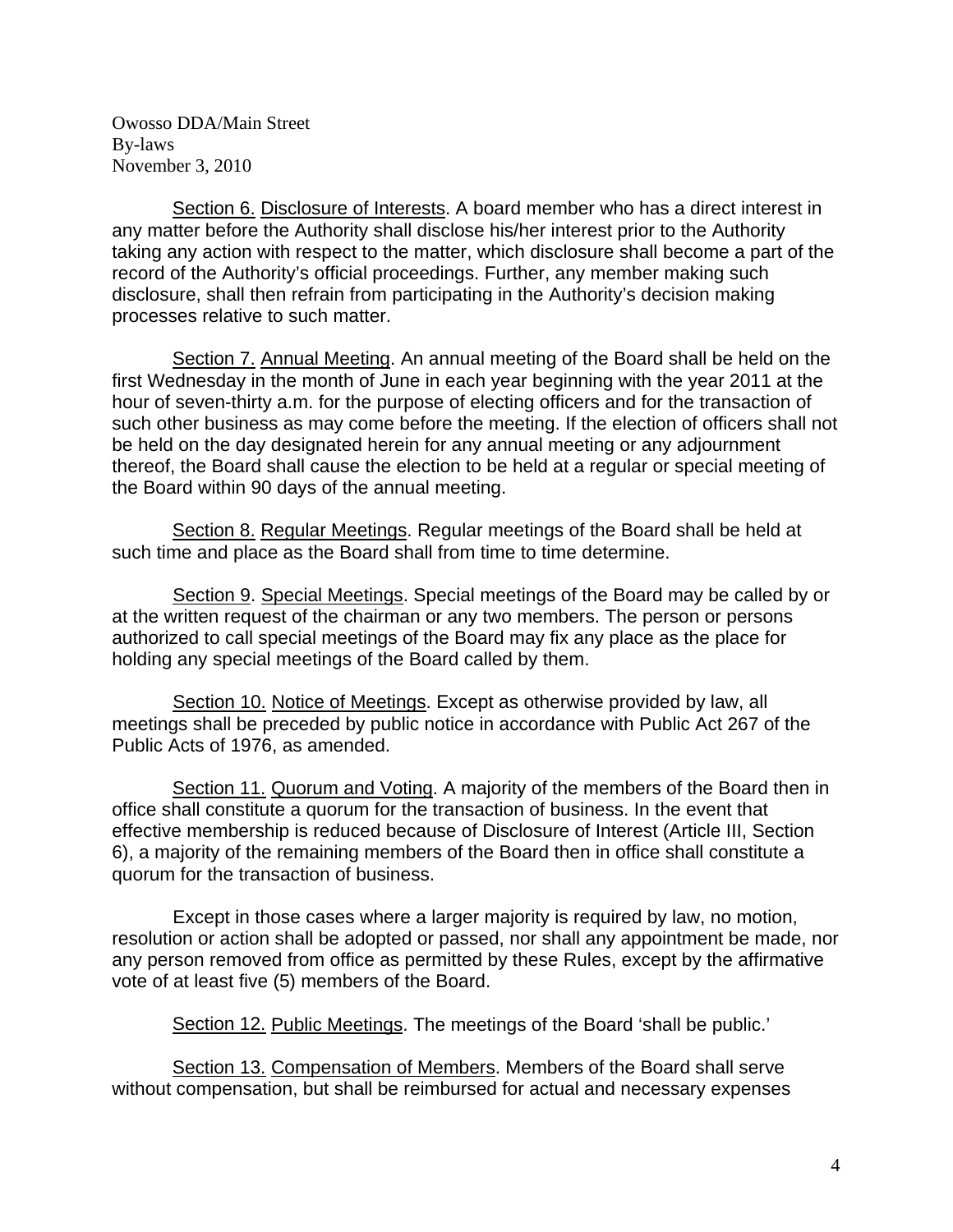Section 6. Disclosure of Interests. A board member who has a direct interest in any matter before the Authority shall disclose his/her interest prior to the Authority taking any action with respect to the matter, which disclosure shall become a part of the record of the Authority's official proceedings. Further, any member making such disclosure, shall then refrain from participating in the Authority's decision making processes relative to such matter.

Section 7. Annual Meeting. An annual meeting of the Board shall be held on the first Wednesday in the month of June in each year beginning with the year 2011 at the hour of seven-thirty a.m. for the purpose of electing officers and for the transaction of such other business as may come before the meeting. If the election of officers shall not be held on the day designated herein for any annual meeting or any adjournment thereof, the Board shall cause the election to be held at a regular or special meeting of the Board within 90 days of the annual meeting.

Section 8. Regular Meetings. Regular meetings of the Board shall be held at such time and place as the Board shall from time to time determine.

Section 9. Special Meetings. Special meetings of the Board may be called by or at the written request of the chairman or any two members. The person or persons authorized to call special meetings of the Board may fix any place as the place for holding any special meetings of the Board called by them.

Section 10. Notice of Meetings. Except as otherwise provided by law, all meetings shall be preceded by public notice in accordance with Public Act 267 of the Public Acts of 1976, as amended.

Section 11. Quorum and Voting. A majority of the members of the Board then in office shall constitute a quorum for the transaction of business. In the event that effective membership is reduced because of Disclosure of Interest (Article III, Section 6), a majority of the remaining members of the Board then in office shall constitute a quorum for the transaction of business.

Except in those cases where a larger majority is required by law, no motion, resolution or action shall be adopted or passed, nor shall any appointment be made, nor any person removed from office as permitted by these Rules, except by the affirmative vote of at least five (5) members of the Board.

Section 12. Public Meetings. The meetings of the Board 'shall be public.'

Section 13. Compensation of Members. Members of the Board shall serve without compensation, but shall be reimbursed for actual and necessary expenses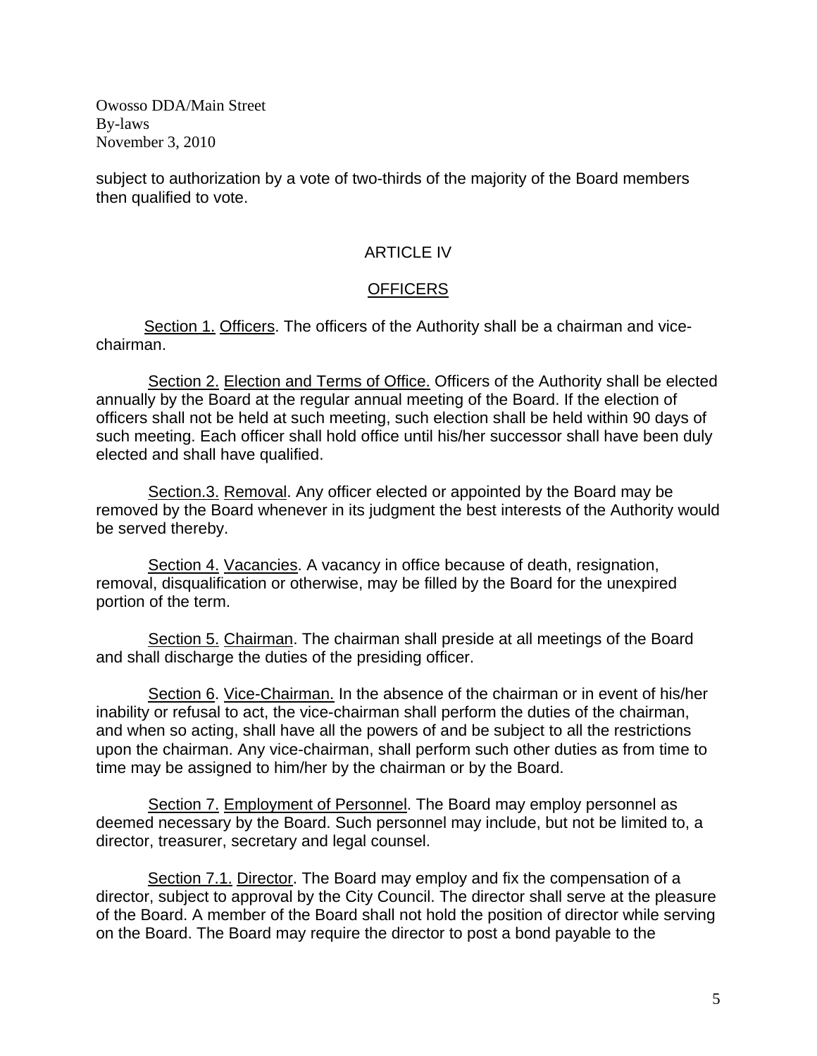subject to authorization by a vote of two-thirds of the majority of the Board members then qualified to vote.

## ARTICLE IV

## OFFICERS

Section 1. Officers. The officers of the Authority shall be a chairman and vice-chairman.

Section 2. Election and Terms of Office. Officers of the Authority shall be elected annually by the Board at the regular annual meeting of the Board. If the election of officers shall not be held at such meeting, such election shall be held within 90 days of such meeting. Each officer shall hold office until his/her successor shall have been duly elected and shall have qualified.

Section.3. Removal. Any officer elected or appointed by the Board may be removed by the Board whenever in its judgment the best interests of the Authority would be served thereby.

Section 4. Vacancies. A vacancy in office because of death, resignation, removal, disqualification or otherwise, may be filled by the Board for the unexpired portion of the term.

Section 5. Chairman. The chairman shall preside at all meetings of the Board and shall discharge the duties of the presiding officer.

Section 6. Vice-Chairman. In the absence of the chairman or in event of his/her inability or refusal to act, the vice-chairman shall perform the duties of the chairman, and when so acting, shall have all the powers of and be subject to all the restrictions upon the chairman. Any vice-chairman, shall perform such other duties as from time to time may be assigned to him/her by the chairman or by the Board.

Section 7. Employment of Personnel. The Board may employ personnel as deemed necessary by the Board. Such personnel may include, but not be limited to, a director, treasurer, secretary and legal counsel.

Section 7.1. Director. The Board may employ and fix the compensation of a director, subject to approval by the City Council. The director shall serve at the pleasure of the Board. A member of the Board shall not hold the position of director while serving on the Board. The Board may require the director to post a bond payable to the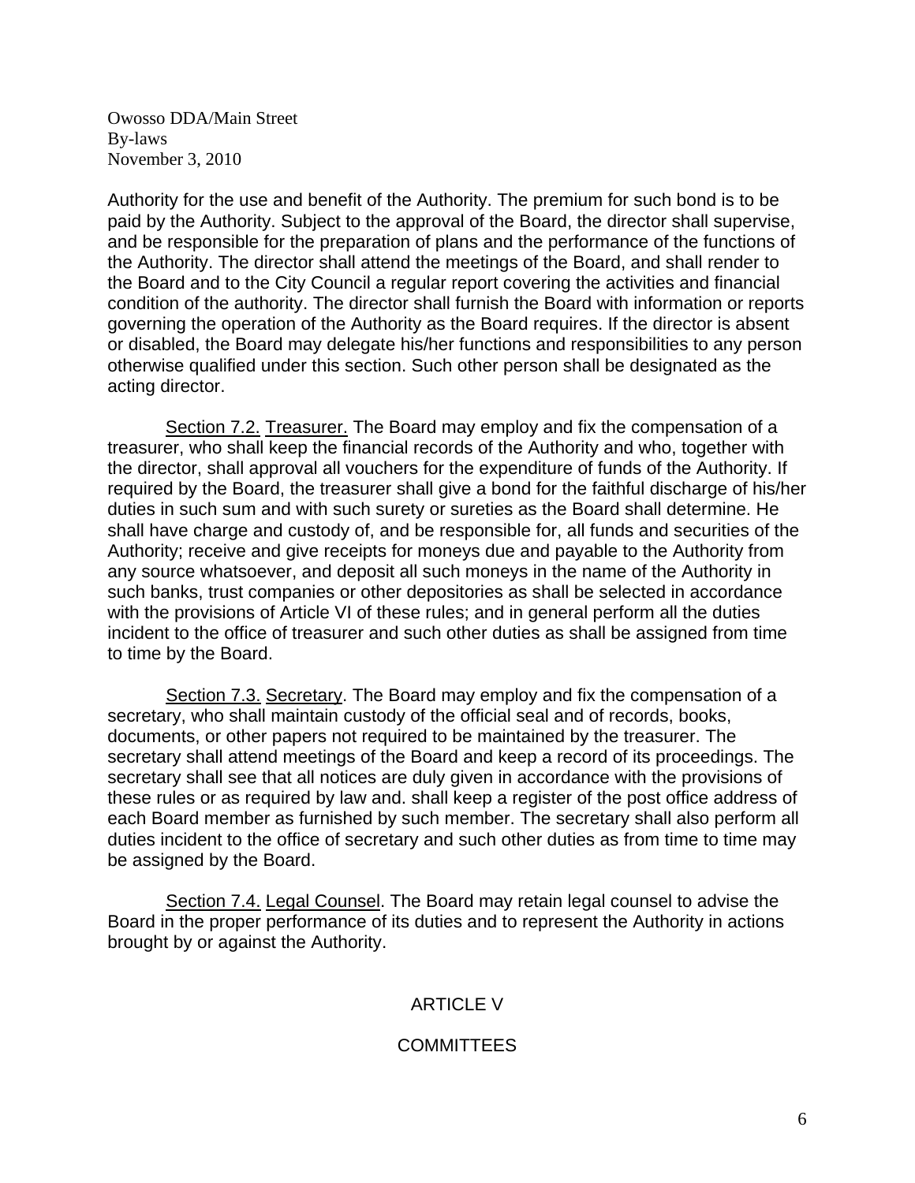Authority for the use and benefit of the Authority. The premium for such bond is to be paid by the Authority. Subject to the approval of the Board, the director shall supervise, and be responsible for the preparation of plans and the performance of the functions of the Authority. The director shall attend the meetings of the Board, and shall render to the Board and to the City Council a regular report covering the activities and financial condition of the authority. The director shall furnish the Board with information or reports governing the operation of the Authority as the Board requires. If the director is absent or disabled, the Board may delegate his/her functions and responsibilities to any person otherwise qualified under this section. Such other person shall be designated as the acting director.

Section 7.2. Treasurer. The Board may employ and fix the compensation of a treasurer, who shall keep the financial records of the Authority and who, together with the director, shall approval all vouchers for the expenditure of funds of the Authority. If required by the Board, the treasurer shall give a bond for the faithful discharge of his/her duties in such sum and with such surety or sureties as the Board shall determine. He shall have charge and custody of, and be responsible for, all funds and securities of the Authority; receive and give receipts for moneys due and payable to the Authority from any source whatsoever, and deposit all such moneys in the name of the Authority in such banks, trust companies or other depositories as shall be selected in accordance with the provisions of Article VI of these rules; and in general perform all the duties incident to the office of treasurer and such other duties as shall be assigned from time to time by the Board.

Section 7.3. Secretary. The Board may employ and fix the compensation of a secretary, who shall maintain custody of the official seal and of records, books, documents, or other papers not required to be maintained by the treasurer. The secretary shall attend meetings of the Board and keep a record of its proceedings. The secretary shall see that all notices are duly given in accordance with the provisions of these rules or as required by law and. shall keep a register of the post office address of each Board member as furnished by such member. The secretary shall also perform all duties incident to the office of secretary and such other duties as from time to time may be assigned by the Board.

Section 7.4. Legal Counsel. The Board may retain legal counsel to advise the Board in the proper performance of its duties and to represent the Authority in actions brought by or against the Authority.

## ARTICLE V

## COMMITTEES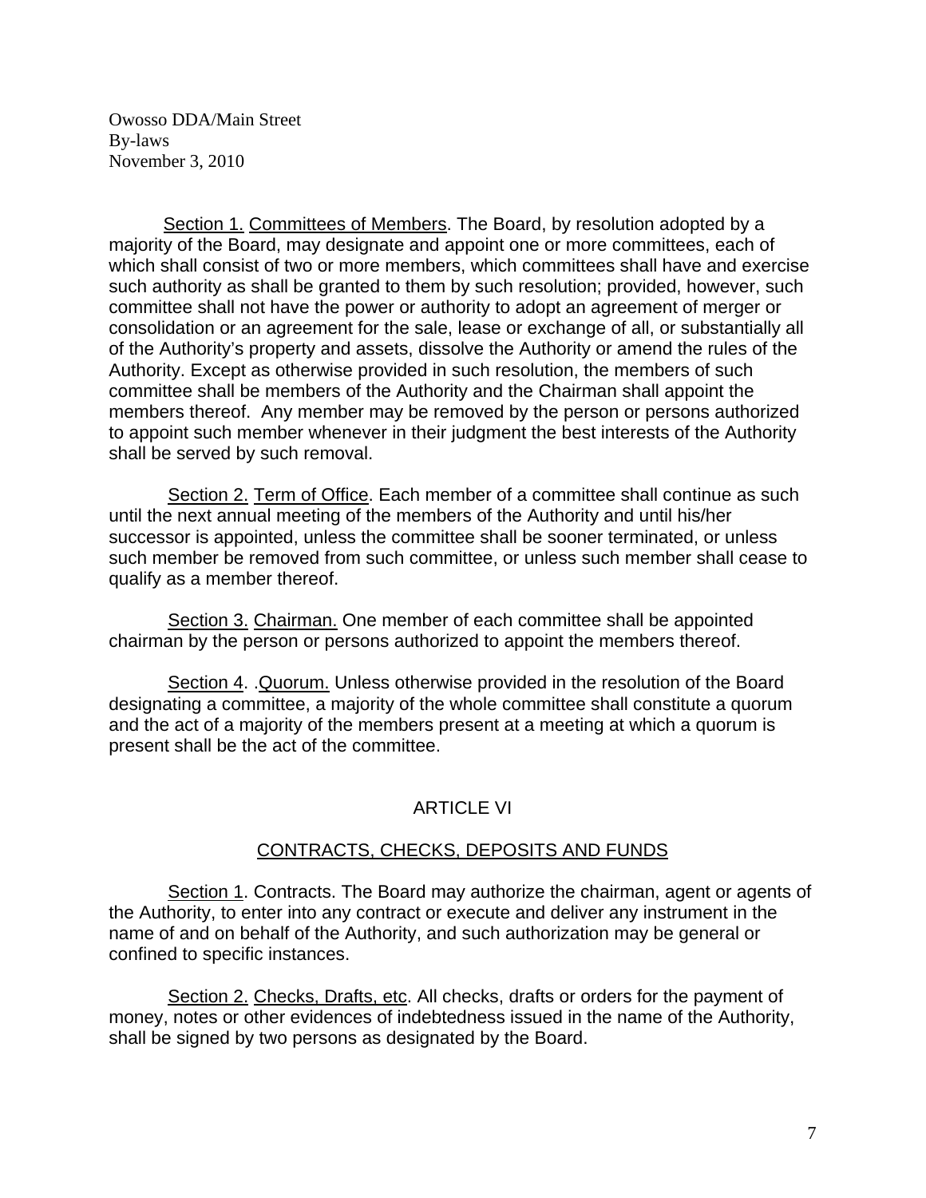Owosso DDA/Main Street
By-laws
November 3, 2010

Section 1. Committees of Members. The Board, by resolution adopted by a majority of the Board, may designate and appoint one or more committees, each of which shall consist of two or more members, which committees shall have and exercise such authority as shall be granted to them by such resolution; provided, however, such committee shall not have the power or authority to adopt an agreement of merger or consolidation or an agreement for the sale, lease or exchange of all, or substantially all of the Authority's property and assets, dissolve the Authority or amend the rules of the Authority. Except as otherwise provided in such resolution, the members of such committee shall be members of the Authority and the Chairman shall appoint the members thereof. Any member may be removed by the person or persons authorized to appoint such member whenever in their judgment the best interests of the Authority shall be served by such removal.

Section 2. Term of Office. Each member of a committee shall continue as such until the next annual meeting of the members of the Authority and until his/her successor is appointed, unless the committee shall be sooner terminated, or unless such member be removed from such committee, or unless such member shall cease to qualify as a member thereof.

Section 3. Chairman. One member of each committee shall be appointed chairman by the person or persons authorized to appoint the members thereof.

Section 4. .Quorum. Unless otherwise provided in the resolution of the Board designating a committee, a majority of the whole committee shall constitute a quorum and the act of a majority of the members present at a meeting at which a quorum is present shall be the act of the committee.

## ARTICLE VI

## CONTRACTS, CHECKS, DEPOSITS AND FUNDS

Section 1. Contracts. The Board may authorize the chairman, agent or agents of the Authority, to enter into any contract or execute and deliver any instrument in the name of and on behalf of the Authority, and such authorization may be general or confined to specific instances.

Section 2. Checks, Drafts, etc. All checks, drafts or orders for the payment of money, notes or other evidences of indebtedness issued in the name of the Authority, shall be signed by two persons as designated by the Board.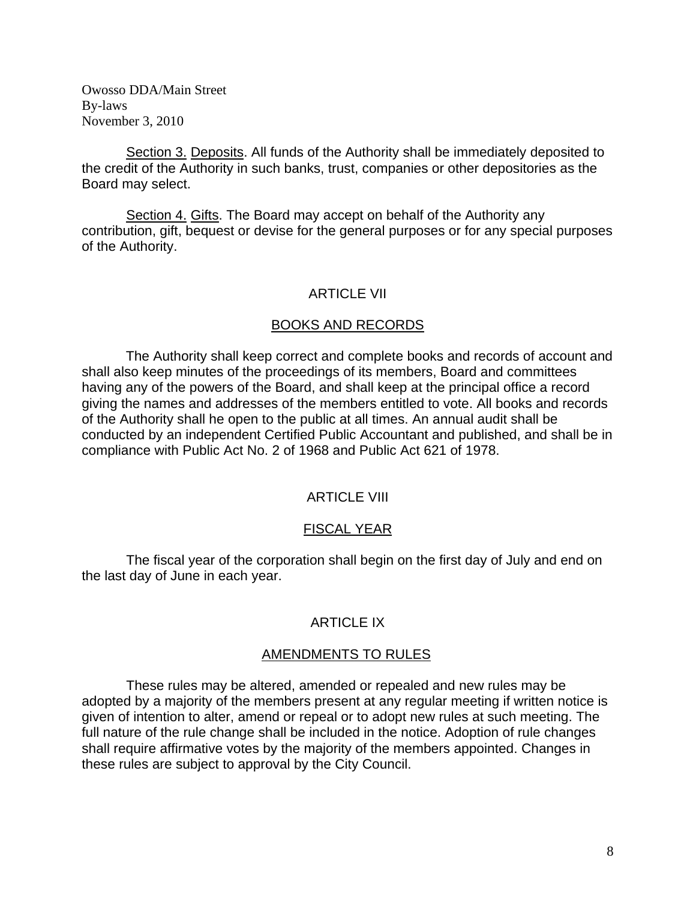Owosso DDA/Main Street
By-laws
November 3, 2010

Section 3. Deposits. All funds of the Authority shall be immediately deposited to the credit of the Authority in such banks, trust, companies or other depositories as the Board may select.

Section 4. Gifts. The Board may accept on behalf of the Authority any contribution, gift, bequest or devise for the general purposes or for any special purposes of the Authority.

## ARTICLE VII

## BOOKS AND RECORDS

The Authority shall keep correct and complete books and records of account and shall also keep minutes of the proceedings of its members, Board and committees having any of the powers of the Board, and shall keep at the principal office a record giving the names and addresses of the members entitled to vote. All books and records of the Authority shall he open to the public at all times. An annual audit shall be conducted by an independent Certified Public Accountant and published, and shall be in compliance with Public Act No. 2 of 1968 and Public Act 621 of 1978.

## ARTICLE VIII

## FISCAL YEAR

The fiscal year of the corporation shall begin on the first day of July and end on the last day of June in each year.

## ARTICLE IX

## AMENDMENTS TO RULES

These rules may be altered, amended or repealed and new rules may be adopted by a majority of the members present at any regular meeting if written notice is given of intention to alter, amend or repeal or to adopt new rules at such meeting. The full nature of the rule change shall be included in the notice. Adoption of rule changes shall require affirmative votes by the majority of the members appointed. Changes in these rules are subject to approval by the City Council.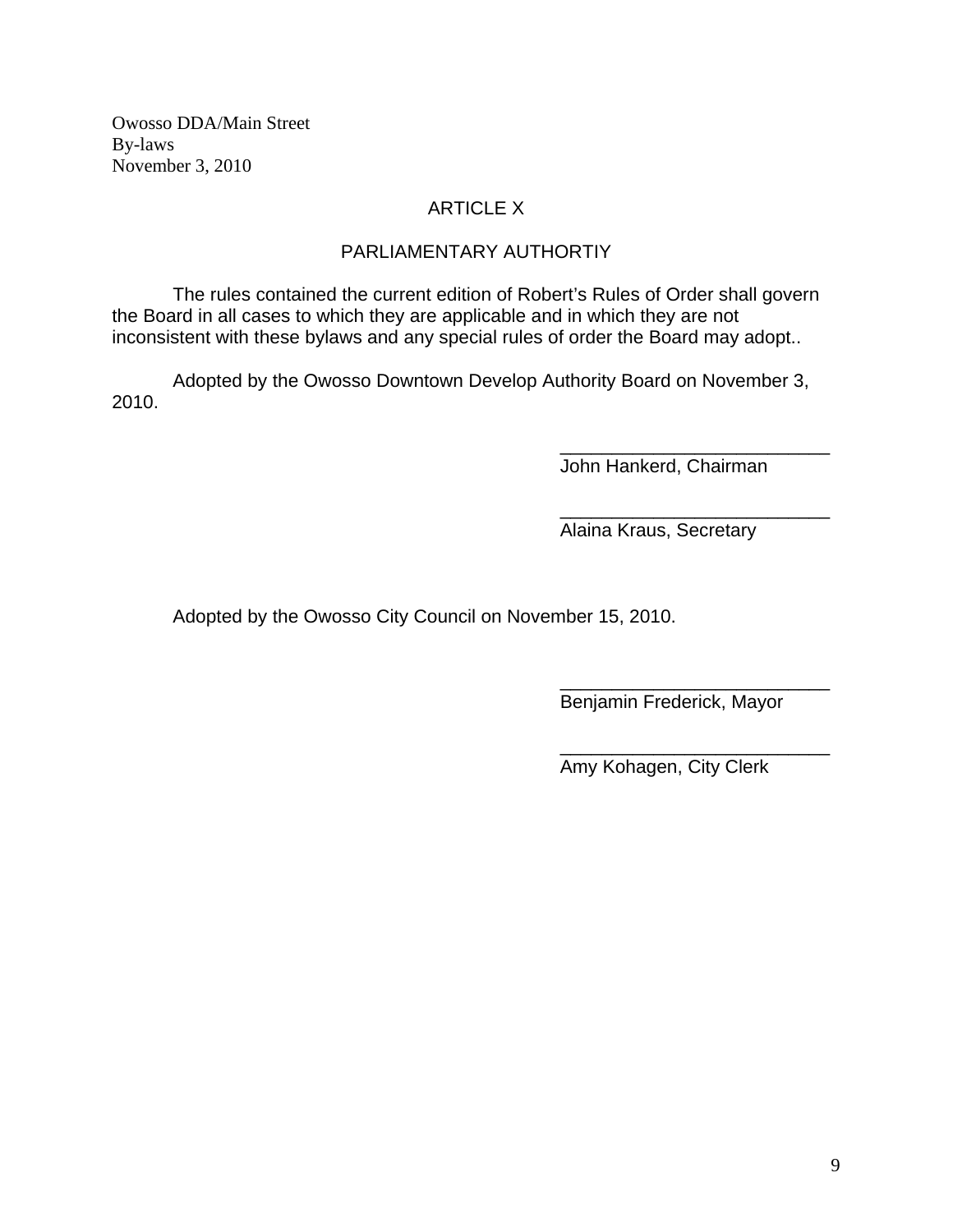Owosso DDA/Main Street
By-laws
November 3, 2010

## ARTICLE X

## PARLIAMENTARY AUTHORTIY

The rules contained the current edition of Robert's Rules of Order shall govern the Board in all cases to which they are applicable and in which they are not inconsistent with these bylaws and any special rules of order the Board may adopt..

Adopted by the Owosso Downtown Develop Authority Board on November 3, 2010.

___________________________
John Hankerd, Chairman

___________________________
Alaina Kraus, Secretary

Adopted by the Owosso City Council on November 15, 2010.

___________________________
Benjamin Frederick, Mayor

___________________________
Amy Kohagen, City Clerk